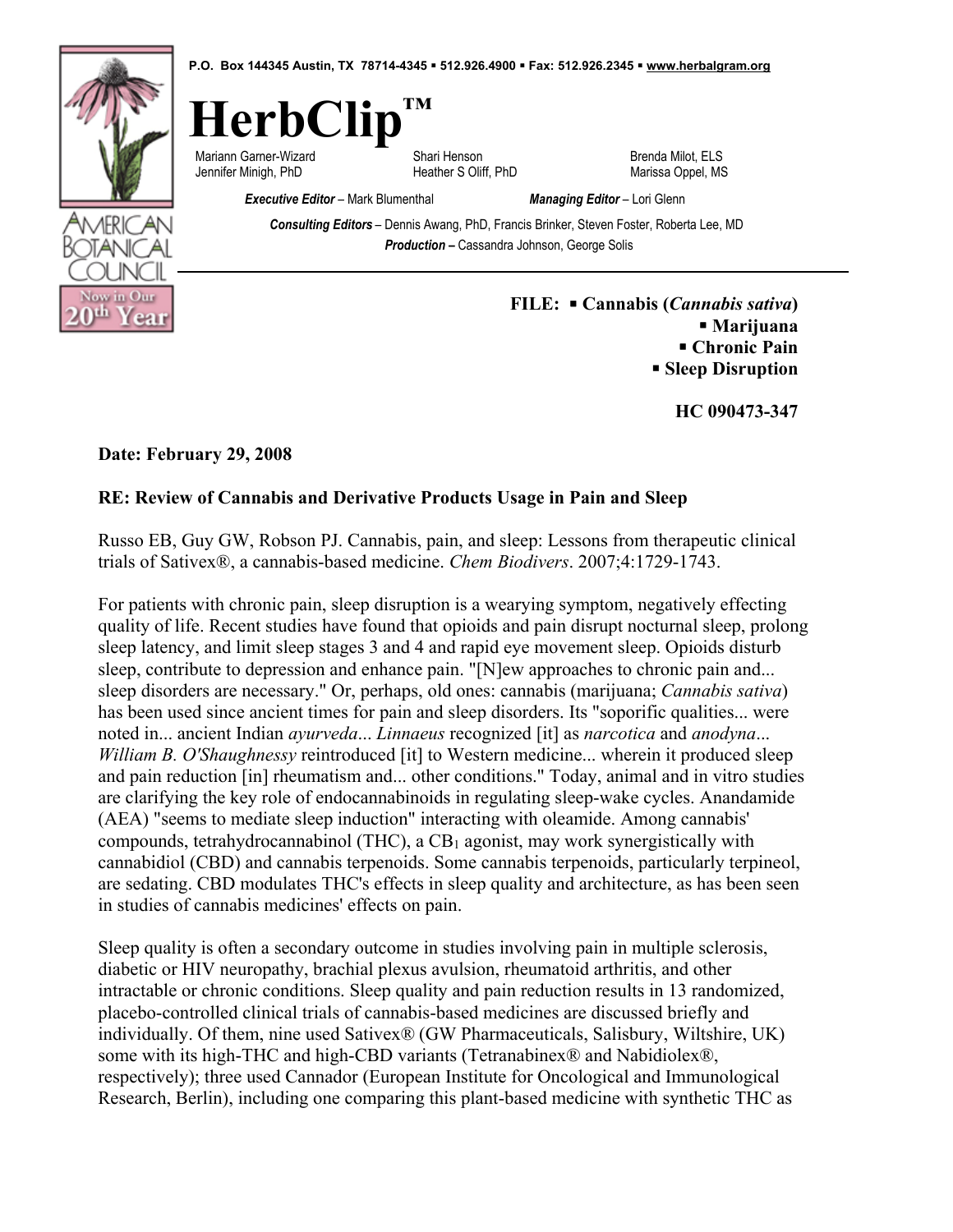P.O. Box 144345 Austin, TX 78714-4345 ▪ 512.926.4900 ▪ Fax: 512.926.2345 ▪ www.herbalgram.org

# HerbClip™

Mariann Garner-Wizard
Jennifer Minigh, PhD
Shari Henson
Heather S Oliff, PhD
Brenda Milot, ELS
Marissa Oppel, MS

***Executive Editor*** – Mark Blumenthal
***Managing Editor*** – Lori Glenn

***Consulting Editors*** – Dennis Awang, PhD, Francis Brinker, Steven Foster, Roberta Lee, MD

***Production –*** Cassandra Johnson, George Solis

AMERICAN BOTANICAL COUNCIL
Now in Our 20th Year

**FILE: ▪ Cannabis (*Cannabis sativa*)**
**▪ Marijuana**
**▪ Chronic Pain**
**▪ Sleep Disruption**

**HC 090473-347**

**Date: February 29, 2008**

**RE: Review of Cannabis and Derivative Products Usage in Pain and Sleep**

Russo EB, Guy GW, Robson PJ. Cannabis, pain, and sleep: Lessons from therapeutic clinical trials of Sativex®, a cannabis-based medicine. *Chem Biodivers*. 2007;4:1729-1743.

For patients with chronic pain, sleep disruption is a wearying symptom, negatively effecting quality of life. Recent studies have found that opioids and pain disrupt nocturnal sleep, prolong sleep latency, and limit sleep stages 3 and 4 and rapid eye movement sleep. Opioids disturb sleep, contribute to depression and enhance pain. "[N]ew approaches to chronic pain and... sleep disorders are necessary." Or, perhaps, old ones: cannabis (marijuana; *Cannabis sativa*) has been used since ancient times for pain and sleep disorders. Its "soporific qualities... were noted in... ancient Indian *ayurveda*... *Linnaeus* recognized [it] as *narcotica* and *anodyna*... *William B. O'Shaughnessy* reintroduced [it] to Western medicine... wherein it produced sleep and pain reduction [in] rheumatism and... other conditions." Today, animal and in vitro studies are clarifying the key role of endocannabinoids in regulating sleep-wake cycles. Anandamide (AEA) "seems to mediate sleep induction" interacting with oleamide. Among cannabis' compounds, tetrahydrocannabinol (THC), a $CB_1$ agonist, may work synergistically with cannabidiol (CBD) and cannabis terpenoids. Some cannabis terpenoids, particularly terpineol, are sedating. CBD modulates THC's effects in sleep quality and architecture, as has been seen in studies of cannabis medicines' effects on pain.

Sleep quality is often a secondary outcome in studies involving pain in multiple sclerosis, diabetic or HIV neuropathy, brachial plexus avulsion, rheumatoid arthritis, and other intractable or chronic conditions. Sleep quality and pain reduction results in 13 randomized, placebo-controlled clinical trials of cannabis-based medicines are discussed briefly and individually. Of them, nine used Sativex® (GW Pharmaceuticals, Salisbury, Wiltshire, UK) some with its high-THC and high-CBD variants (Tetranabinex® and Nabidiolex®, respectively); three used Cannador (European Institute for Oncological and Immunological Research, Berlin), including one comparing this plant-based medicine with synthetic THC as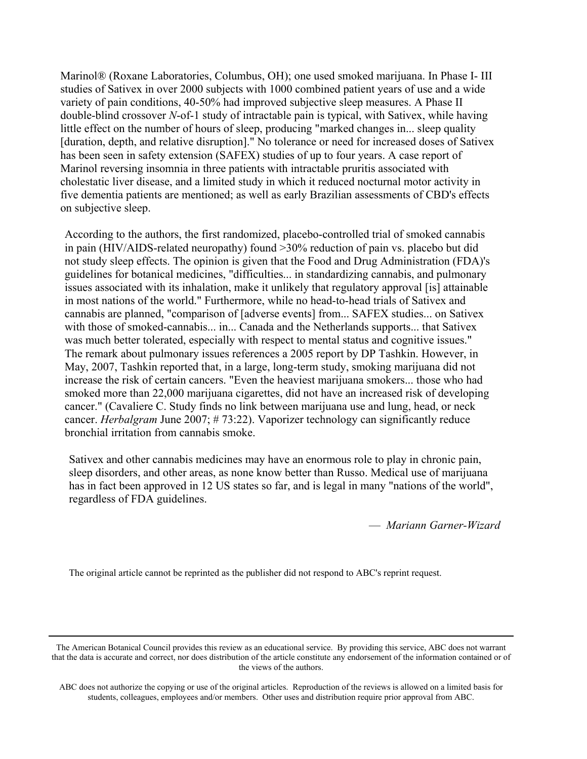Marinol® (Roxane Laboratories, Columbus, OH); one used smoked marijuana. In Phase I- III studies of Sativex in over 2000 subjects with 1000 combined patient years of use and a wide variety of pain conditions, 40-50% had improved subjective sleep measures. A Phase II double-blind crossover *N*-of-1 study of intractable pain is typical, with Sativex, while having little effect on the number of hours of sleep, producing "marked changes in... sleep quality [duration, depth, and relative disruption]." No tolerance or need for increased doses of Sativex has been seen in safety extension (SAFEX) studies of up to four years. A case report of Marinol reversing insomnia in three patients with intractable pruritis associated with cholestatic liver disease, and a limited study in which it reduced nocturnal motor activity in five dementia patients are mentioned; as well as early Brazilian assessments of CBD's effects on subjective sleep.

According to the authors, the first randomized, placebo-controlled trial of smoked cannabis in pain (HIV/AIDS-related neuropathy) found >30% reduction of pain vs. placebo but did not study sleep effects. The opinion is given that the Food and Drug Administration (FDA)'s guidelines for botanical medicines, "difficulties... in standardizing cannabis, and pulmonary issues associated with its inhalation, make it unlikely that regulatory approval [is] attainable in most nations of the world." Furthermore, while no head-to-head trials of Sativex and cannabis are planned, "comparison of [adverse events] from... SAFEX studies... on Sativex with those of smoked-cannabis... in... Canada and the Netherlands supports... that Sativex was much better tolerated, especially with respect to mental status and cognitive issues." The remark about pulmonary issues references a 2005 report by DP Tashkin. However, in May, 2007, Tashkin reported that, in a large, long-term study, smoking marijuana did not increase the risk of certain cancers. "Even the heaviest marijuana smokers... those who had smoked more than 22,000 marijuana cigarettes, did not have an increased risk of developing cancer." (Cavaliere C. Study finds no link between marijuana use and lung, head, or neck cancer. *Herbalgram* June 2007; # 73:22). Vaporizer technology can significantly reduce bronchial irritation from cannabis smoke.

Sativex and other cannabis medicines may have an enormous role to play in chronic pain, sleep disorders, and other areas, as none know better than Russo. Medical use of marijuana has in fact been approved in 12 US states so far, and is legal in many "nations of the world", regardless of FDA guidelines.

— *Mariann Garner-Wizard*

The original article cannot be reprinted as the publisher did not respond to ABC's reprint request.

---

The American Botanical Council provides this review as an educational service. By providing this service, ABC does not warrant that the data is accurate and correct, nor does distribution of the article constitute any endorsement of the information contained or of the views of the authors.

ABC does not authorize the copying or use of the original articles. Reproduction of the reviews is allowed on a limited basis for students, colleagues, employees and/or members. Other uses and distribution require prior approval from ABC.